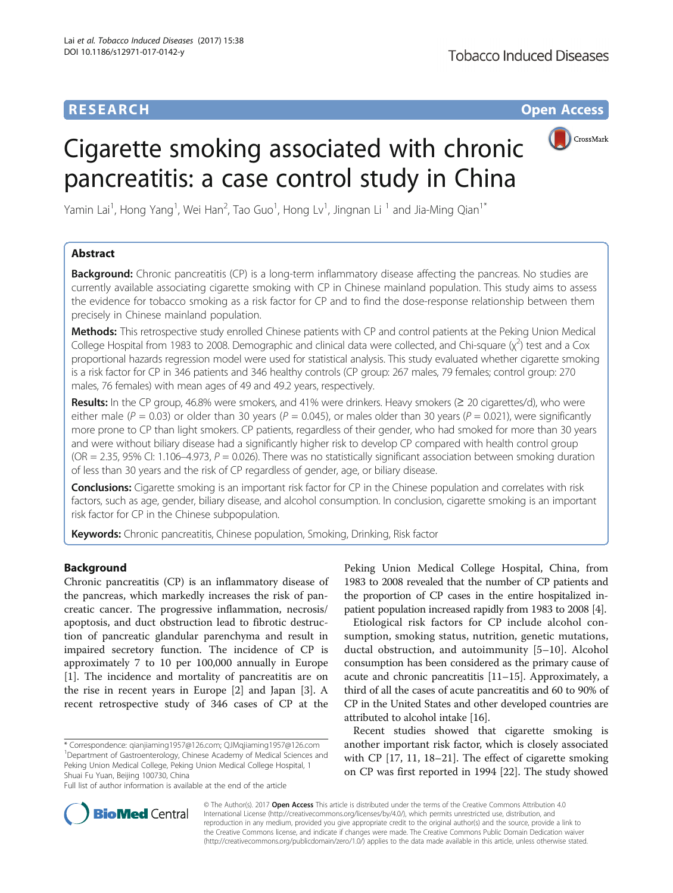# RESEARCH

# Cigarette smoking associated with chronic pancreatitis: a case control study in China

Yamin Lai[1], Hong Yang[1], Wei Han[2], Tao Guo[1], Hong Lv[1], Jingnan Li[1] and Jia-Ming Qian[1*]

## Abstract

**Background:** Chronic pancreatitis (CP) is a long-term inflammatory disease affecting the pancreas. No studies are currently available associating cigarette smoking with CP in Chinese mainland population. This study aims to assess the evidence for tobacco smoking as a risk factor for CP and to find the dose-response relationship between them precisely in Chinese mainland population.

**Methods:** This retrospective study enrolled Chinese patients with CP and control patients at the Peking Union Medical College Hospital from 1983 to 2008. Demographic and clinical data were collected, and Chi-square ($\chi^2$) test and a Cox proportional hazards regression model were used for statistical analysis. This study evaluated whether cigarette smoking is a risk factor for CP in 346 patients and 346 healthy controls (CP group: 267 males, 79 females; control group: 270 males, 76 females) with mean ages of 49 and 49.2 years, respectively.

**Results:** In the CP group, 46.8% were smokers, and 41% were drinkers. Heavy smokers (≥ 20 cigarettes/d), who were either male ($P = 0.03$) or older than 30 years ($P = 0.045$), or males older than 30 years ($P = 0.021$), were significantly more prone to CP than light smokers. CP patients, regardless of their gender, who had smoked for more than 30 years and were without biliary disease had a significantly higher risk to develop CP compared with health control group (OR = 2.35, 95% CI: 1.106–4.973, $P = 0.026$). There was no statistically significant association between smoking duration of less than 30 years and the risk of CP regardless of gender, age, or biliary disease.

**Conclusions:** Cigarette smoking is an important risk factor for CP in the Chinese population and correlates with risk factors, such as age, gender, biliary disease, and alcohol consumption. In conclusion, cigarette smoking is an important risk factor for CP in the Chinese subpopulation.

**Keywords:** Chronic pancreatitis, Chinese population, Smoking, Drinking, Risk factor

## Background

Chronic pancreatitis (CP) is an inflammatory disease of the pancreas, which markedly increases the risk of pancreatic cancer. The progressive inflammation, necrosis/apoptosis, and duct obstruction lead to fibrotic destruction of pancreatic glandular parenchyma and result in impaired secretory function. The incidence of CP is approximately 7 to 10 per 100,000 annually in Europe [1]. The incidence and mortality of pancreatitis are on the rise in recent years in Europe [2] and Japan [3]. A recent retrospective study of 346 cases of CP at the Peking Union Medical College Hospital, China, from 1983 to 2008 revealed that the number of CP patients and the proportion of CP cases in the entire hospitalized inpatient population increased rapidly from 1983 to 2008 [4].

Etiological risk factors for CP include alcohol consumption, smoking status, nutrition, genetic mutations, ductal obstruction, and autoimmunity [5–10]. Alcohol consumption has been considered as the primary cause of acute and chronic pancreatitis [11–15]. Approximately, a third of all the cases of acute pancreatitis and 60 to 90% of CP in the United States and other developed countries are attributed to alcohol intake [16].

Recent studies showed that cigarette smoking is another important risk factor, which is closely associated with CP [17, 11, 18–21]. The effect of cigarette smoking on CP was first reported in 1994 [22]. The study showed

\* Correspondence: qianjiaming1957@126.com; QJMqjiaming1957@126.com
[1]Department of Gastroenterology, Chinese Academy of Medical Sciences and Peking Union Medical College, Peking Union Medical College Hospital, 1 Shuai Fu Yuan, Beijing 100730, China
Full list of author information is available at the end of the article

© The Author(s). 2017 **Open Access** This article is distributed under the terms of the Creative Commons Attribution 4.0 International License (http://creativecommons.org/licenses/by/4.0/), which permits unrestricted use, distribution, and reproduction in any medium, provided you give appropriate credit to the original author(s) and the source, provide a link to the Creative Commons license, and indicate if changes were made. The Creative Commons Public Domain Dedication waiver (http://creativecommons.org/publicdomain/zero/1.0/) applies to the data made available in this article, unless otherwise stated.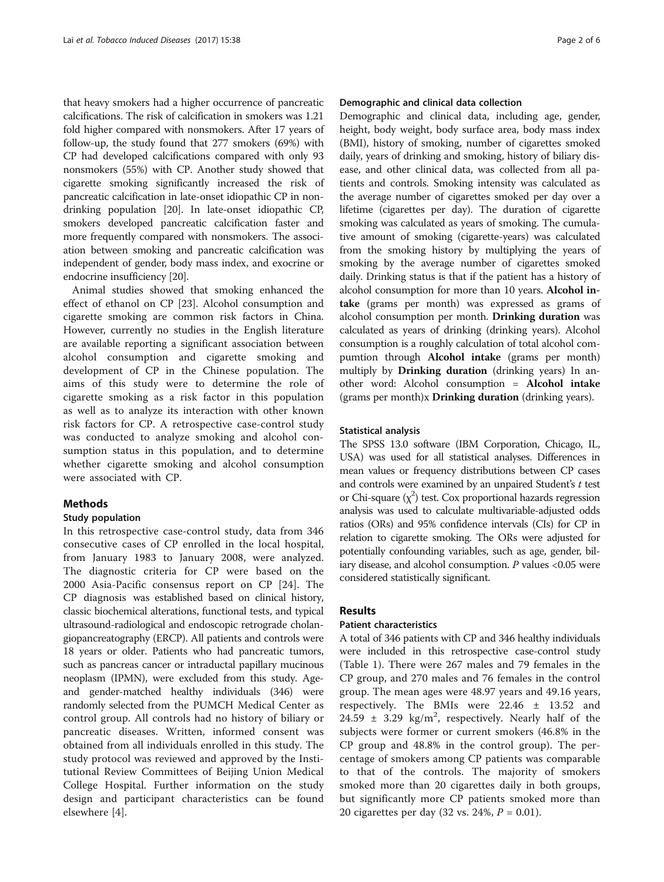that heavy smokers had a higher occurrence of pancreatic calcifications. The risk of calcification in smokers was 1.21 fold higher compared with nonsmokers. After 17 years of follow-up, the study found that 277 smokers (69%) with CP had developed calcifications compared with only 93 nonsmokers (55%) with CP. Another study showed that cigarette smoking significantly increased the risk of pancreatic calcification in late-onset idiopathic CP in non-drinking population [20]. In late-onset idiopathic CP, smokers developed pancreatic calcification faster and more frequently compared with nonsmokers. The association between smoking and pancreatic calcification was independent of gender, body mass index, and exocrine or endocrine insufficiency [20].

Animal studies showed that smoking enhanced the effect of ethanol on CP [23]. Alcohol consumption and cigarette smoking are common risk factors in China. However, currently no studies in the English literature are available reporting a significant association between alcohol consumption and cigarette smoking and development of CP in the Chinese population. The aims of this study were to determine the role of cigarette smoking as a risk factor in this population as well as to analyze its interaction with other known risk factors for CP. A retrospective case-control study was conducted to analyze smoking and alcohol consumption status in this population, and to determine whether cigarette smoking and alcohol consumption were associated with CP.

## Methods

### Study population

In this retrospective case-control study, data from 346 consecutive cases of CP enrolled in the local hospital, from January 1983 to January 2008, were analyzed. The diagnostic criteria for CP were based on the 2000 Asia-Pacific consensus report on CP [24]. The CP diagnosis was established based on clinical history, classic biochemical alterations, functional tests, and typical ultrasound-radiological and endoscopic retrograde cholangiopancreatography (ERCP). All patients and controls were 18 years or older. Patients who had pancreatic tumors, such as pancreas cancer or intraductal papillary mucinous neoplasm (IPMN), were excluded from this study. Age- and gender-matched healthy individuals (346) were randomly selected from the PUMCH Medical Center as control group. All controls had no history of biliary or pancreatic diseases. Written, informed consent was obtained from all individuals enrolled in this study. The study protocol was reviewed and approved by the Institutional Review Committees of Beijing Union Medical College Hospital. Further information on the study design and participant characteristics can be found elsewhere [4].

### Demographic and clinical data collection

Demographic and clinical data, including age, gender, height, body weight, body surface area, body mass index (BMI), history of smoking, number of cigarettes smoked daily, years of drinking and smoking, history of biliary disease, and other clinical data, was collected from all patients and controls. Smoking intensity was calculated as the average number of cigarettes smoked per day over a lifetime (cigarettes per day). The duration of cigarette smoking was calculated as years of smoking. The cumulative amount of smoking (cigarette-years) was calculated from the smoking history by multiplying the years of smoking by the average number of cigarettes smoked daily. Drinking status is that if the patient has a history of alcohol consumption for more than 10 years. **Alcohol intake** (grams per month) was expressed as grams of alcohol consumption per month. **Drinking duration** was calculated as years of drinking (drinking years). Alcohol consumption is a roughly calculation of total alcohol compumtion through **Alcohol intake** (grams per month) multiply by **Drinking duration** (drinking years) In another word: Alcohol consumption = **Alcohol intake** (grams per month)x **Drinking duration** (drinking years).

### Statistical analysis

The SPSS 13.0 software (IBM Corporation, Chicago, IL, USA) was used for all statistical analyses. Differences in mean values or frequency distributions between CP cases and controls were examined by an unpaired Student's *t* test or Chi-square ($\chi^2$) test. Cox proportional hazards regression analysis was used to calculate multivariable-adjusted odds ratios (ORs) and 95% confidence intervals (CIs) for CP in relation to cigarette smoking. The ORs were adjusted for potentially confounding variables, such as age, gender, biliary disease, and alcohol consumption. $P$ values <0.05 were considered statistically significant.

## Results

### Patient characteristics

A total of 346 patients with CP and 346 healthy individuals were included in this retrospective case-control study (Table 1). There were 267 males and 79 females in the CP group, and 270 males and 76 females in the control group. The mean ages were 48.97 years and 49.16 years, respectively. The BMIs were 22.46 ± 13.52 and 24.59 ± 3.29 kg/m$^2$, respectively. Nearly half of the subjects were former or current smokers (46.8% in the CP group and 48.8% in the control group). The percentage of smokers among CP patients was comparable to that of the controls. The majority of smokers smoked more than 20 cigarettes daily in both groups, but significantly more CP patients smoked more than 20 cigarettes per day (32 vs. 24%, $P$ = 0.01).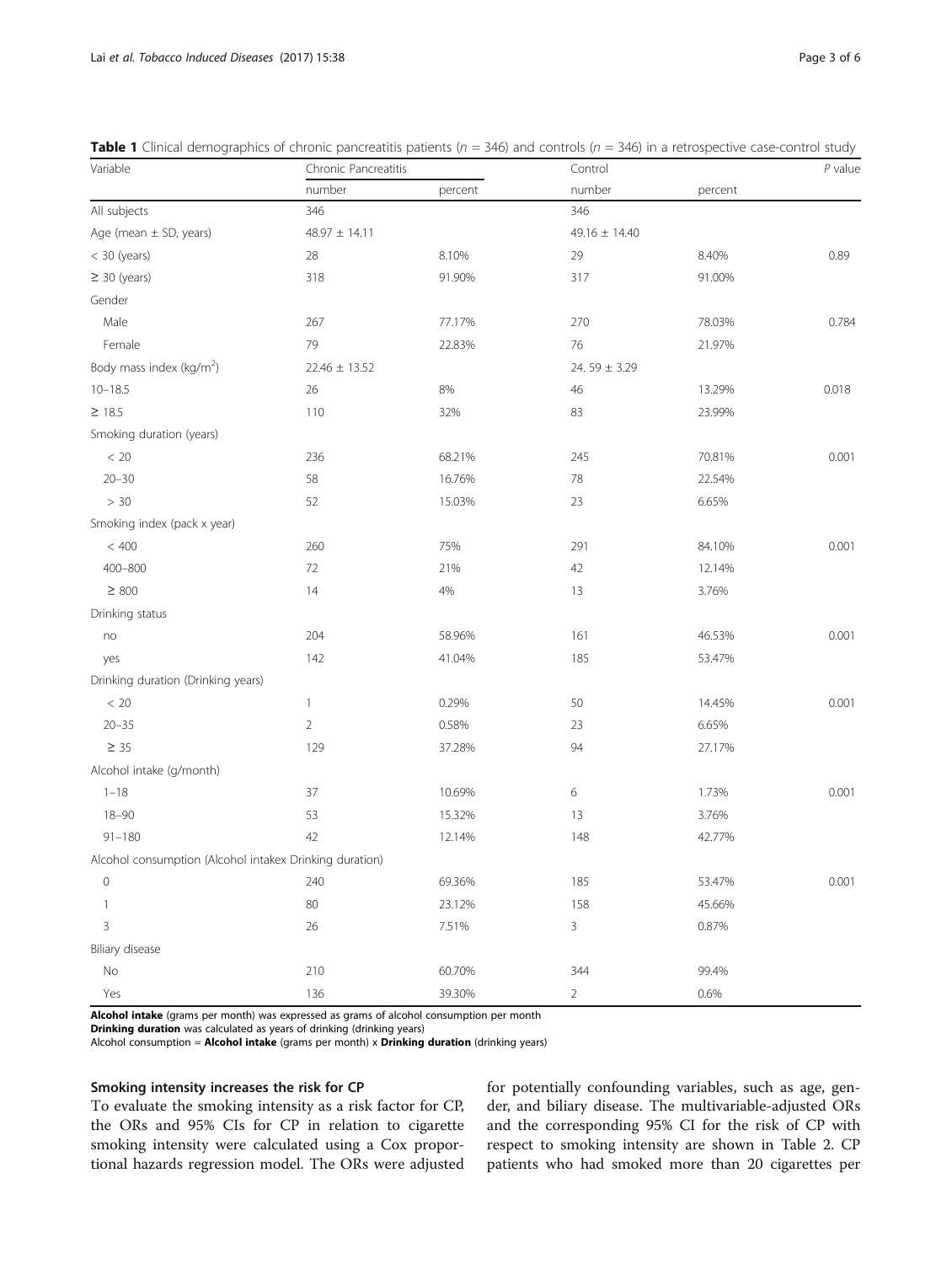**Table 1** Clinical demographics of chronic pancreatitis patients ($n$ = 346) and controls ($n$ = 346) in a retrospective case-control study

| Variable | Chronic Pancreatitis | | Control | | $P$ value |
|---|---|---|---|---|---|
| | number | percent | number | percent | |
| All subjects | 346 | | 346 | | |
| Age (mean ± SD, years) | 48.97 ± 14.11 | | 49.16 ± 14.40 | | |
| < 30 (years) | 28 | 8.10% | 29 | 8.40% | 0.89 |
| ≥ 30 (years) | 318 | 91.90% | 317 | 91.00% | |
| Gender | | | | | |
| Male | 267 | 77.17% | 270 | 78.03% | 0.784 |
| Female | 79 | 22.83% | 76 | 21.97% | |
| Body mass index (kg/m$^2$) | 22.46 ± 13.52 | | 24. 59 ± 3.29 | | |
| 10–18.5 | 26 | 8% | 46 | 13.29% | 0.018 |
| ≥ 18.5 | 110 | 32% | 83 | 23.99% | |
| Smoking duration (years) | | | | | |
| < 20 | 236 | 68.21% | 245 | 70.81% | 0.001 |
| 20–30 | 58 | 16.76% | 78 | 22.54% | |
| > 30 | 52 | 15.03% | 23 | 6.65% | |
| Smoking index (pack x year) | | | | | |
| < 400 | 260 | 75% | 291 | 84.10% | 0.001 |
| 400–800 | 72 | 21% | 42 | 12.14% | |
| ≥ 800 | 14 | 4% | 13 | 3.76% | |
| Drinking status | | | | | |
| no | 204 | 58.96% | 161 | 46.53% | 0.001 |
| yes | 142 | 41.04% | 185 | 53.47% | |
| Drinking duration (Drinking years) | | | | | |
| < 20 | 1 | 0.29% | 50 | 14.45% | 0.001 |
| 20–35 | 2 | 0.58% | 23 | 6.65% | |
| ≥ 35 | 129 | 37.28% | 94 | 27.17% | |
| Alcohol intake (g/month) | | | | | |
| 1–18 | 37 | 10.69% | 6 | 1.73% | 0.001 |
| 18–90 | 53 | 15.32% | 13 | 3.76% | |
| 91–180 | 42 | 12.14% | 148 | 42.77% | |
| Alcohol consumption (Alcohol intakex Drinking duration) | | | | | |
| 0 | 240 | 69.36% | 185 | 53.47% | 0.001 |
| 1 | 80 | 23.12% | 158 | 45.66% | |
| 3 | 26 | 7.51% | 3 | 0.87% | |
| Biliary disease | | | | | |
| No | 210 | 60.70% | 344 | 99.4% | |
| Yes | 136 | 39.30% | 2 | 0.6% | |

**Alcohol intake** (grams per month) was expressed as grams of alcohol consumption per month
**Drinking duration** was calculated as years of drinking (drinking years)
Alcohol consumption = **Alcohol intake** (grams per month) x **Drinking duration** (drinking years)

### Smoking intensity increases the risk for CP

To evaluate the smoking intensity as a risk factor for CP, the ORs and 95% CIs for CP in relation to cigarette smoking intensity were calculated using a Cox proportional hazards regression model. The ORs were adjusted for potentially confounding variables, such as age, gender, and biliary disease. The multivariable-adjusted ORs and the corresponding 95% CI for the risk of CP with respect to smoking intensity are shown in Table 2. CP patients who had smoked more than 20 cigarettes per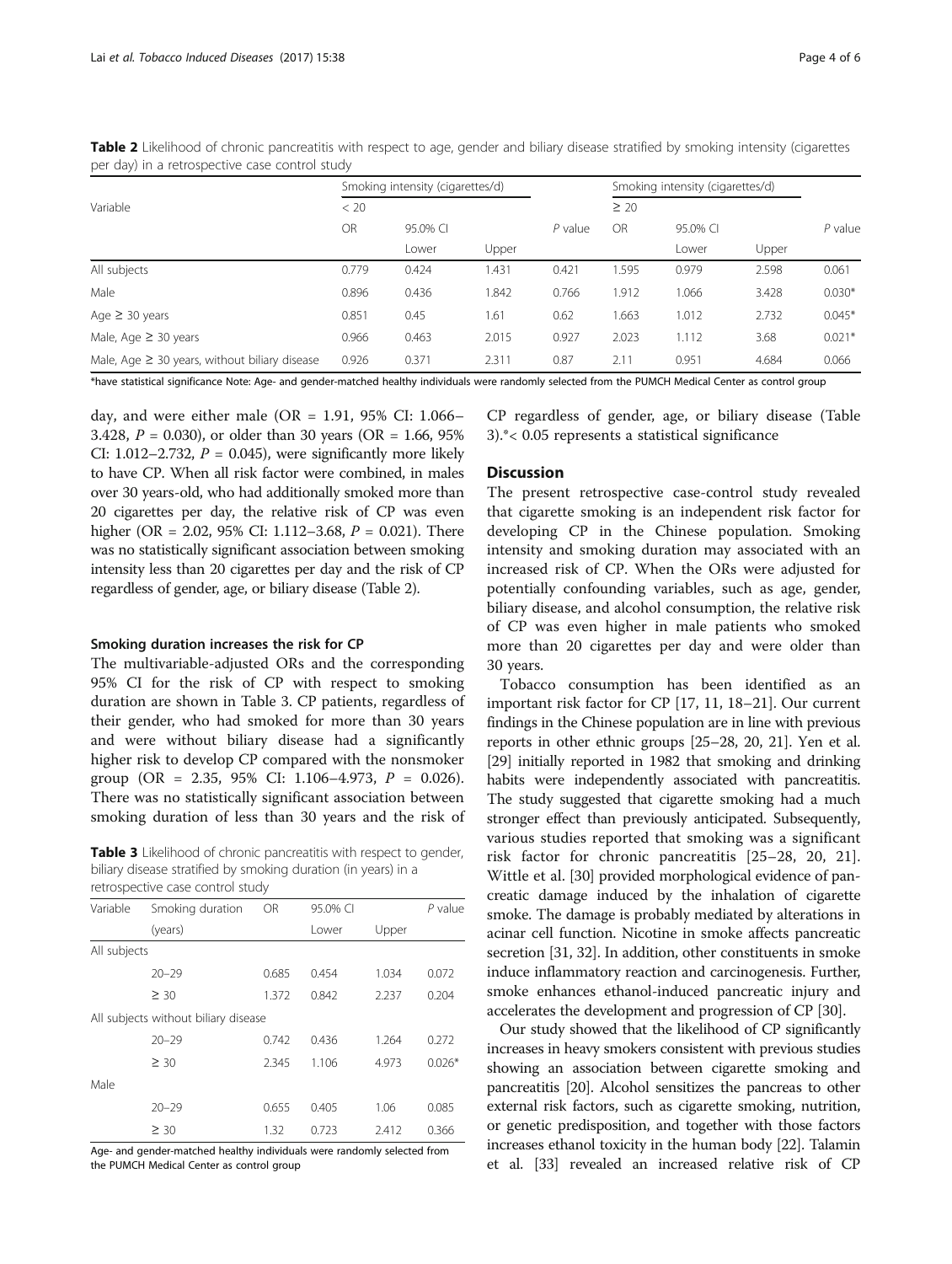**Table 2** Likelihood of chronic pancreatitis with respect to age, gender and biliary disease stratified by smoking intensity (cigarettes per day) in a retrospective case control study

| Variable | Smoking intensity (cigarettes/d) | | | | Smoking intensity (cigarettes/d) | | | |
|---|---|---|---|---|---|---|---|---|
| | < 20 | | | | ≥ 20 | | | |
| | OR | 95.0% CI | | *P* value | OR | 95.0% CI | | *P* value |
| | | Lower | Upper | | | Lower | Upper | |
| All subjects | 0.779 | 0.424 | 1.431 | 0.421 | 1.595 | 0.979 | 2.598 | 0.061 |
| Male | 0.896 | 0.436 | 1.842 | 0.766 | 1.912 | 1.066 | 3.428 | 0.030* |
| Age ≥ 30 years | 0.851 | 0.45 | 1.61 | 0.62 | 1.663 | 1.012 | 2.732 | 0.045* |
| Male, Age ≥ 30 years | 0.966 | 0.463 | 2.015 | 0.927 | 2.023 | 1.112 | 3.68 | 0.021* |
| Male, Age ≥ 30 years, without biliary disease | 0.926 | 0.371 | 2.311 | 0.87 | 2.11 | 0.951 | 4.684 | 0.066 |

*have statistical significance Note: Age- and gender-matched healthy individuals were randomly selected from the PUMCH Medical Center as control group

day, and were either male (OR = 1.91, 95% CI: 1.066–3.428, *P* = 0.030), or older than 30 years (OR = 1.66, 95% CI: 1.012–2.732, *P* = 0.045), were significantly more likely to have CP. When all risk factor were combined, in males over 30 years-old, who had additionally smoked more than 20 cigarettes per day, the relative risk of CP was even higher (OR = 2.02, 95% CI: 1.112–3.68, *P* = 0.021). There was no statistically significant association between smoking intensity less than 20 cigarettes per day and the risk of CP regardless of gender, age, or biliary disease (Table 2).

### Smoking duration increases the risk for CP

The multivariable-adjusted ORs and the corresponding 95% CI for the risk of CP with respect to smoking duration are shown in Table 3. CP patients, regardless of their gender, who had smoked for more than 30 years and were without biliary disease had a significantly higher risk to develop CP compared with the nonsmoker group (OR = 2.35, 95% CI: 1.106–4.973, *P* = 0.026). There was no statistically significant association between smoking duration of less than 30 years and the risk of CP regardless of gender, age, or biliary disease (Table 3).*< 0.05 represents a statistical significance

**Table 3** Likelihood of chronic pancreatitis with respect to gender, biliary disease stratified by smoking duration (in years) in a retrospective case control study

| Variable | Smoking duration (years) | OR | 95.0% CI | | *P* value |
|---|---|---|---|---|---|
| | | | Lower | Upper | |
| All subjects | | | | | |
| | 20–29 | 0.685 | 0.454 | 1.034 | 0.072 |
| | ≥ 30 | 1.372 | 0.842 | 2.237 | 0.204 |
| All subjects without biliary disease | | | | | |
| | 20–29 | 0.742 | 0.436 | 1.264 | 0.272 |
| | ≥ 30 | 2.345 | 1.106 | 4.973 | 0.026* |
| Male | | | | | |
| | 20–29 | 0.655 | 0.405 | 1.06 | 0.085 |
| | ≥ 30 | 1.32 | 0.723 | 2.412 | 0.366 |

Age- and gender-matched healthy individuals were randomly selected from the PUMCH Medical Center as control group

## Discussion

The present retrospective case-control study revealed that cigarette smoking is an independent risk factor for developing CP in the Chinese population. Smoking intensity and smoking duration may associated with an increased risk of CP. When the ORs were adjusted for potentially confounding variables, such as age, gender, biliary disease, and alcohol consumption, the relative risk of CP was even higher in male patients who smoked more than 20 cigarettes per day and were older than 30 years.

Tobacco consumption has been identified as an important risk factor for CP [17, 11, 18–21]. Our current findings in the Chinese population are in line with previous reports in other ethnic groups [25–28, 20, 21]. Yen et al. [29] initially reported in 1982 that smoking and drinking habits were independently associated with pancreatitis. The study suggested that cigarette smoking had a much stronger effect than previously anticipated. Subsequently, various studies reported that smoking was a significant risk factor for chronic pancreatitis [25–28, 20, 21]. Wittle et al. [30] provided morphological evidence of pancreatic damage induced by the inhalation of cigarette smoke. The damage is probably mediated by alterations in acinar cell function. Nicotine in smoke affects pancreatic secretion [31, 32]. In addition, other constituents in smoke induce inflammatory reaction and carcinogenesis. Further, smoke enhances ethanol-induced pancreatic injury and accelerates the development and progression of CP [30].

Our study showed that the likelihood of CP significantly increases in heavy smokers consistent with previous studies showing an association between cigarette smoking and pancreatitis [20]. Alcohol sensitizes the pancreas to other external risk factors, such as cigarette smoking, nutrition, or genetic predisposition, and together with those factors increases ethanol toxicity in the human body [22]. Talamin et al. [33] revealed an increased relative risk of CP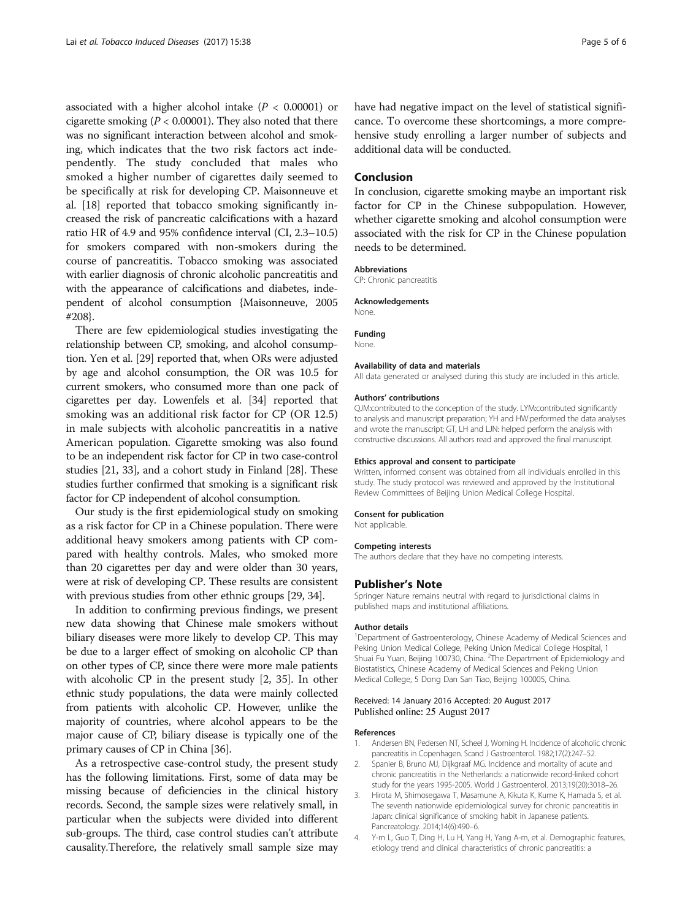associated with a higher alcohol intake ($P < 0.00001$) or cigarette smoking ($P < 0.00001$). They also noted that there was no significant interaction between alcohol and smoking, which indicates that the two risk factors act independently. The study concluded that males who smoked a higher number of cigarettes daily seemed to be specifically at risk for developing CP. Maisonneuve et al. [18] reported that tobacco smoking significantly increased the risk of pancreatic calcifications with a hazard ratio HR of 4.9 and 95% confidence interval (CI, 2.3–10.5) for smokers compared with non-smokers during the course of pancreatitis. Tobacco smoking was associated with earlier diagnosis of chronic alcoholic pancreatitis and with the appearance of calcifications and diabetes, independent of alcohol consumption {Maisonneuve, 2005 #208}.

There are few epidemiological studies investigating the relationship between CP, smoking, and alcohol consumption. Yen et al. [29] reported that, when ORs were adjusted by age and alcohol consumption, the OR was 10.5 for current smokers, who consumed more than one pack of cigarettes per day. Lowenfels et al. [34] reported that smoking was an additional risk factor for CP (OR 12.5) in male subjects with alcoholic pancreatitis in a native American population. Cigarette smoking was also found to be an independent risk factor for CP in two case-control studies [21, 33], and a cohort study in Finland [28]. These studies further confirmed that smoking is a significant risk factor for CP independent of alcohol consumption.

Our study is the first epidemiological study on smoking as a risk factor for CP in a Chinese population. There were additional heavy smokers among patients with CP compared with healthy controls. Males, who smoked more than 20 cigarettes per day and were older than 30 years, were at risk of developing CP. These results are consistent with previous studies from other ethnic groups [29, 34].

In addition to confirming previous findings, we present new data showing that Chinese male smokers without biliary diseases were more likely to develop CP. This may be due to a larger effect of smoking on alcoholic CP than on other types of CP, since there were more male patients with alcoholic CP in the present study [2, 35]. In other ethnic study populations, the data were mainly collected from patients with alcoholic CP. However, unlike the majority of countries, where alcohol appears to be the major cause of CP, biliary disease is typically one of the primary causes of CP in China [36].

As a retrospective case-control study, the present study has the following limitations. First, some of data may be missing because of deficiencies in the clinical history records. Second, the sample sizes were relatively small, in particular when the subjects were divided into different sub-groups. The third, case control studies can't attribute causality.Therefore, the relatively small sample size may have had negative impact on the level of statistical significance. To overcome these shortcomings, a more comprehensive study enrolling a larger number of subjects and additional data will be conducted.

## Conclusion

In conclusion, cigarette smoking maybe an important risk factor for CP in the Chinese subpopulation. However, whether cigarette smoking and alcohol consumption were associated with the risk for CP in the Chinese population needs to be determined.

#### Abbreviations

CP: Chronic pancreatitis

#### Acknowledgements

None.

#### Funding

None.

#### Availability of data and materials

All data generated or analysed during this study are included in this article.

#### Authors' contributions

QJM:contributed to the conception of the study. LYM:contributed significantly to analysis and manuscript preparation; YH and HW:performed the data analyses and wrote the manuscript; GT, LH and LJN: helped perform the analysis with constructive discussions. All authors read and approved the final manuscript.

#### Ethics approval and consent to participate

Written, informed consent was obtained from all individuals enrolled in this study. The study protocol was reviewed and approved by the Institutional Review Committees of Beijing Union Medical College Hospital.

#### Consent for publication

Not applicable.

#### Competing interests

The authors declare that they have no competing interests.

## Publisher's Note

Springer Nature remains neutral with regard to jurisdictional claims in published maps and institutional affiliations.

#### Author details

[1]Department of Gastroenterology, Chinese Academy of Medical Sciences and Peking Union Medical College, Peking Union Medical College Hospital, 1 Shuai Fu Yuan, Beijing 100730, China. [2]The Department of Epidemiology and Biostatistics, Chinese Academy of Medical Sciences and Peking Union Medical College, 5 Dong Dan San Tiao, Beijing 100005, China.

Received: 14 January 2016 Accepted: 20 August 2017
Published online: 25 August 2017

#### References

1. Andersen BN, Pedersen NT, Scheel J, Worning H. Incidence of alcoholic chronic pancreatitis in Copenhagen. Scand J Gastroenterol. 1982;17(2):247–52.
2. Spanier B, Bruno MJ, Dijkgraaf MG. Incidence and mortality of acute and chronic pancreatitis in the Netherlands: a nationwide record-linked cohort study for the years 1995-2005. World J Gastroenterol. 2013;19(20):3018–26.
3. Hirota M, Shimosegawa T, Masamune A, Kikuta K, Kume K, Hamada S, et al. The seventh nationwide epidemiological survey for chronic pancreatitis in Japan: clinical significance of smoking habit in Japanese patients. Pancreatology. 2014;14(6):490–6.
4. Y-m L, Guo T, Ding H, Lu H, Yang H, Yang A-m, et al. Demographic features, etiology trend and clinical characteristics of chronic pancreatitis: a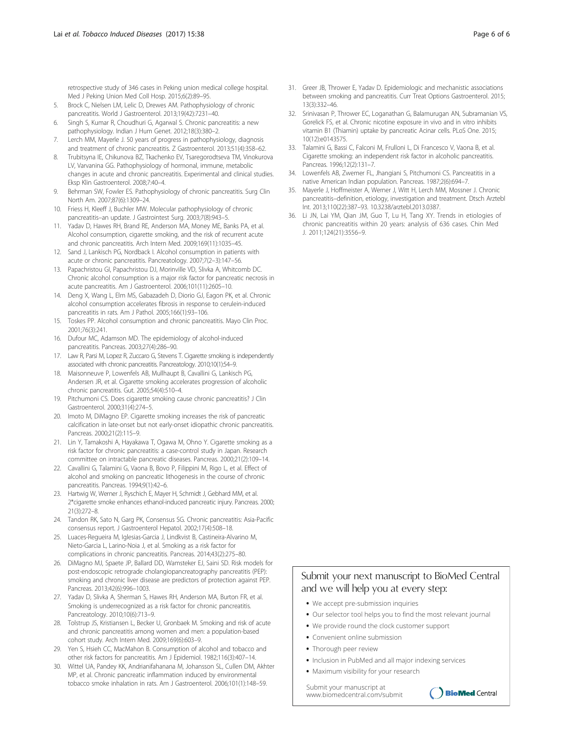retrospective study of 346 cases in Peking union medical college hospital. Med J Peking Union Med Coll Hosp. 2015;6(2):89–95.

5. Brock C, Nielsen LM, Lelic D, Drewes AM. Pathophysiology of chronic pancreatitis. World J Gastroenterol. 2013;19(42):7231–40.
6. Singh S, Kumar R, Choudhuri G, Agarwal S. Chronic pancreatitis: a new pathophysiology. Indian J Hum Genet. 2012;18(3):380–2.
7. Lerch MM, Mayerle J. 50 years of progress in pathophysiology, diagnosis and treatment of chronic pancreatitis. Z Gastroenterol. 2013;51(4):358–62.
8. Trubitsyna IE, Chikunova BZ, Tkachenko EV, Tsaregorodtseva TM, Vinokurova LV, Varvanina GG. Pathophysiology of hormonal, immune, metabolic changes in acute and chronic pancreatitis. Experimental and clinical studies. Eksp Klin Gastroenterol. 2008;7:40–4.
9. Behrman SW, Fowler ES. Pathophysiology of chronic pancreatitis. Surg Clin North Am. 2007;87(6):1309–24.
10. Friess H, Kleeff J, Buchler MW. Molecular pathophysiology of chronic pancreatitis–an update. J Gastrointest Surg. 2003;7(8):943–5.
11. Yadav D, Hawes RH, Brand RE, Anderson MA, Money ME, Banks PA, et al. Alcohol consumption, cigarette smoking, and the risk of recurrent acute and chronic pancreatitis. Arch Intern Med. 2009;169(11):1035–45.
12. Sand J, Lankisch PG, Nordback I. Alcohol consumption in patients with acute or chronic pancreatitis. Pancreatology. 2007;7(2–3):147–56.
13. Papachristou GI, Papachristou DJ, Morinville VD, Slivka A, Whitcomb DC. Chronic alcohol consumption is a major risk factor for pancreatic necrosis in acute pancreatitis. Am J Gastroenterol. 2006;101(11):2605–10.
14. Deng X, Wang L, Elm MS, Gabazadeh D, Diorio GJ, Eagon PK, et al. Chronic alcohol consumption accelerates fibrosis in response to cerulein-induced pancreatitis in rats. Am J Pathol. 2005;166(1):93–106.
15. Toskes PP. Alcohol consumption and chronic pancreatitis. Mayo Clin Proc. 2001;76(3):241.
16. Dufour MC, Adamson MD. The epidemiology of alcohol-induced pancreatitis. Pancreas. 2003;27(4):286–90.
17. Law R, Parsi M, Lopez R, Zuccaro G, Stevens T. Cigarette smoking is independently associated with chronic pancreatitis. Pancreatology. 2010;10(1):54–9.
18. Maisonneuve P, Lowenfels AB, Mullhaupt B, Cavallini G, Lankisch PG, Andersen JR, et al. Cigarette smoking accelerates progression of alcoholic chronic pancreatitis. Gut. 2005;54(4):510–4.
19. Pitchumoni CS. Does cigarette smoking cause chronic pancreatitis? J Clin Gastroenterol. 2000;31(4):274–5.
20. Imoto M, DiMagno EP. Cigarette smoking increases the risk of pancreatic calcification in late-onset but not early-onset idiopathic chronic pancreatitis. Pancreas. 2000;21(2):115–9.
21. Lin Y, Tamakoshi A, Hayakawa T, Ogawa M, Ohno Y. Cigarette smoking as a risk factor for chronic pancreatitis: a case-control study in Japan. Research committee on intractable pancreatic diseases. Pancreas. 2000;21(2):109–14.
22. Cavallini G, Talamini G, Vaona B, Bovo P, Filippini M, Rigo L, et al. Effect of alcohol and smoking on pancreatic lithogenesis in the course of chronic pancreatitis. Pancreas. 1994;9(1):42–6.
23. Hartwig W, Werner J, Ryschich E, Mayer H, Schmidt J, Gebhard MM, et al. 2*cigarette smoke enhances ethanol-induced pancreatic injury. Pancreas. 2000; 21(3):272–8.
24. Tandon RK, Sato N, Garg PK, Consensus SG. Chronic pancreatitis: Asia-Pacific consensus report. J Gastroenterol Hepatol. 2002;17(4):508–18.
25. Luaces-Regueira M, Iglesias-Garcia J, Lindkvist B, Castineira-Alvarino M, Nieto-Garcia L, Larino-Noia J, et al. Smoking as a risk factor for complications in chronic pancreatitis. Pancreas. 2014;43(2):275–80.
26. DiMagno MJ, Spaete JP, Ballard DD, Wamsteker EJ, Saini SD. Risk models for post-endoscopic retrograde cholangiopancreatography pancreatitis (PEP): smoking and chronic liver disease are predictors of protection against PEP. Pancreas. 2013;42(6):996–1003.
27. Yadav D, Slivka A, Sherman S, Hawes RH, Anderson MA, Burton FR, et al. Smoking is underrecognized as a risk factor for chronic pancreatitis. Pancreatology. 2010;10(6):713–9.
28. Tolstrup JS, Kristiansen L, Becker U, Gronbaek M. Smoking and risk of acute and chronic pancreatitis among women and men: a population-based cohort study. Arch Intern Med. 2009;169(6):603–9.
29. Yen S, Hsieh CC, MacMahon B. Consumption of alcohol and tobacco and other risk factors for pancreatitis. Am J Epidemiol. 1982;116(3):407–14.
30. Wittel UA, Pandey KK, Andrianifahanana M, Johansson SL, Cullen DM, Akhter MP, et al. Chronic pancreatic inflammation induced by environmental tobacco smoke inhalation in rats. Am J Gastroenterol. 2006;101(1):148–59.
31. Greer JB, Thrower E, Yadav D. Epidemiologic and mechanistic associations between smoking and pancreatitis. Curr Treat Options Gastroenterol. 2015; 13(3):332–46.
32. Srinivasan P, Thrower EC, Loganathan G, Balamurugan AN, Subramanian VS, Gorelick FS, et al. Chronic nicotine exposure in vivo and in vitro inhibits vitamin B1 (Thiamin) uptake by pancreatic Acinar cells. PLoS One. 2015; 10(12):e0143575.
33. Talamini G, Bassi C, Falconi M, Frulloni L, Di Francesco V, Vaona B, et al. Cigarette smoking: an independent risk factor in alcoholic pancreatitis. Pancreas. 1996;12(2):131–7.
34. Lowenfels AB, Zwemer FL, Jhangiani S, Pitchumoni CS. Pancreatitis in a native American Indian population. Pancreas. 1987;2(6):694–7.
35. Mayerle J, Hoffmeister A, Werner J, Witt H, Lerch MM, Mossner J. Chronic pancreatitis–definition, etiology, investigation and treatment. Dtsch Arztebl Int. 2013;110(22):387–93. 10.3238/arztebl.2013.0387.
36. Li JN, Lai YM, Qian JM, Guo T, Lu H, Tang XY. Trends in etiologies of chronic pancreatitis within 20 years: analysis of 636 cases. Chin Med J. 2011;124(21):3556–9.

Submit your next manuscript to BioMed Central and we will help you at every step:

- We accept pre-submission inquiries
- Our selector tool helps you to find the most relevant journal
- We provide round the clock customer support
- Convenient online submission
- Thorough peer review
- Inclusion in PubMed and all major indexing services
- Maximum visibility for your research

Submit your manuscript at www.biomedcentral.com/submit

BioMed Central